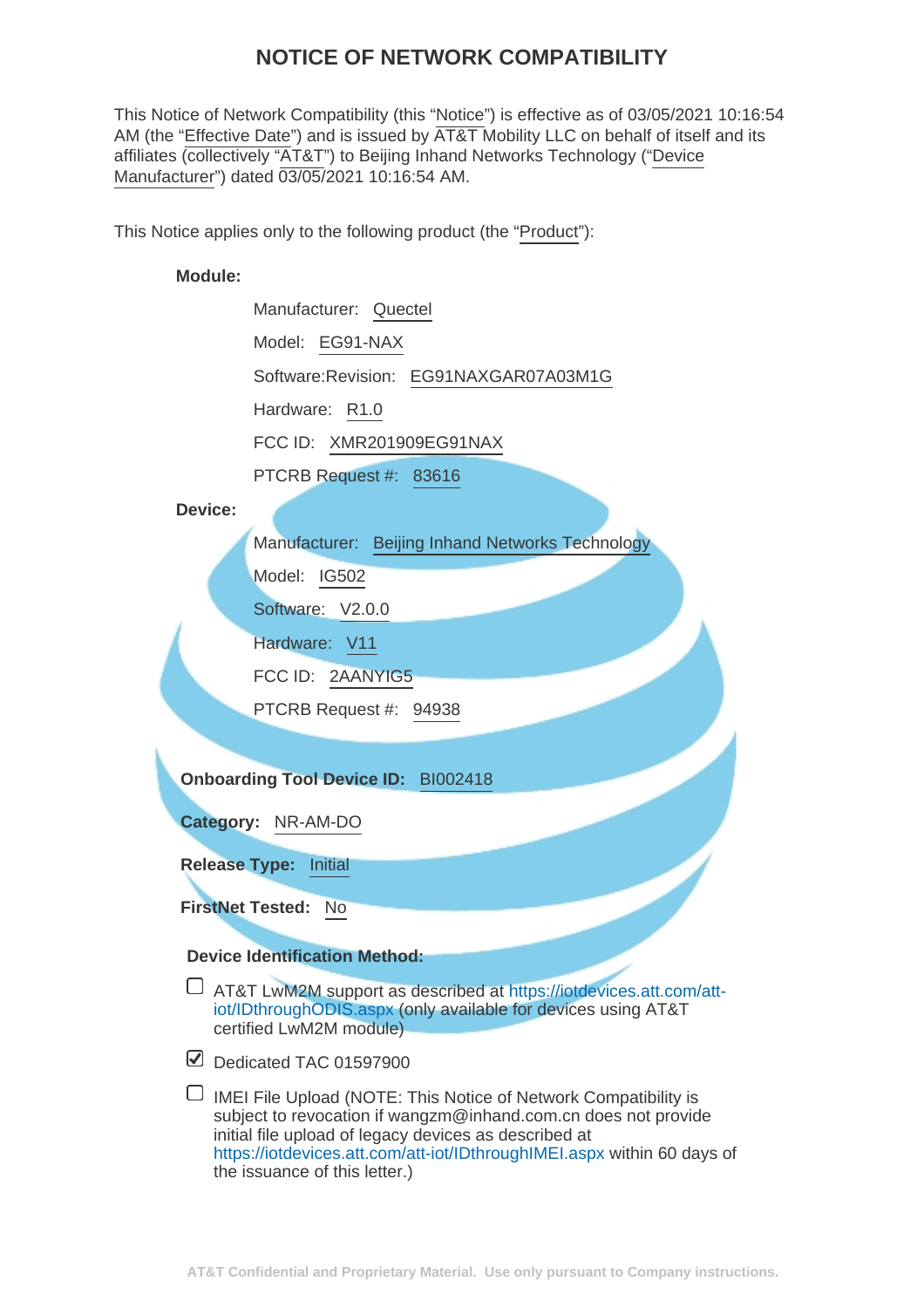# NOTICE OF NETWORK COMPATIBILITY

This Notice of Network Compatibility (this "Notice") is effective as of 03/05/2021 10:16:54 AM (the "Effective Date") and is issued by AT&T Mobility LLC on behalf of itself and its affiliates (collectively "AT&T") to Beijing Inhand Networks Technology ("Device Manufacturer") dated 03/05/2021 10:16:54 AM.

This Notice applies only to the following product (the "Product"):

**Module:**

- Manufacturer: Quectel
- Model: EG91-NAX
- Software:Revision: EG91NAXGAR07A03M1G
- Hardware: R1.0
- FCC ID: XMR201909EG91NAX
- PTCRB Request #: 83616

**Device:**

- Manufacturer: Beijing Inhand Networks Technology
- Model: IG502
- Software: V2.0.0
- Hardware: V11
- FCC ID: 2AANYIG5
- PTCRB Request #: 94938

**Onboarding Tool Device ID:** BI002418

**Category:** NR-AM-DO

**Release Type:** Initial

**FirstNet Tested:** No

**Device Identification Method:**

- ☐ AT&T LwM2M support as described at https://iotdevices.att.com/att-iot/IDthroughODIS.aspx (only available for devices using AT&T certified LwM2M module)
- ☑ Dedicated TAC 01597900
- ☐ IMEI File Upload (NOTE: This Notice of Network Compatibility is subject to revocation if wangzm@inhand.com.cn does not provide initial file upload of legacy devices as described at https://iotdevices.att.com/att-iot/IDthroughIMEI.aspx within 60 days of the issuance of this letter.)

AT&T Confidential and Proprietary Material. Use only pursuant to Company instructions.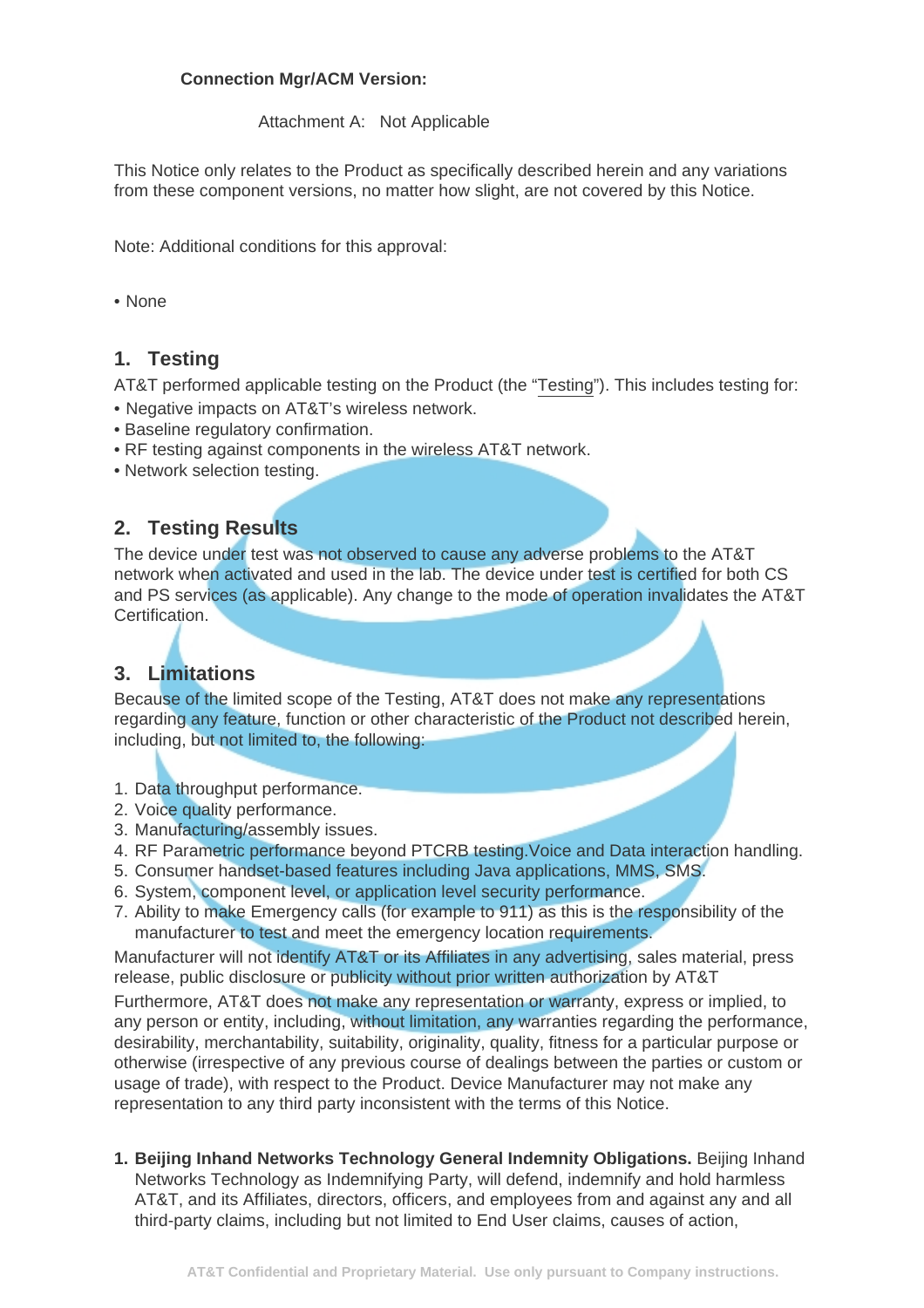**Connection Mgr/ACM Version:**

Attachment A: Not Applicable

This Notice only relates to the Product as specifically described herein and any variations from these component versions, no matter how slight, are not covered by this Notice.

Note: Additional conditions for this approval:

- None

## 1. Testing

AT&T performed applicable testing on the Product (the "Testing"). This includes testing for:

- Negative impacts on AT&T's wireless network.
- Baseline regulatory confirmation.
- RF testing against components in the wireless AT&T network.
- Network selection testing.

## 2. Testing Results

The device under test was not observed to cause any adverse problems to the AT&T network when activated and used in the lab. The device under test is certified for both CS and PS services (as applicable). Any change to the mode of operation invalidates the AT&T Certification.

## 3. Limitations

Because of the limited scope of the Testing, AT&T does not make any representations regarding any feature, function or other characteristic of the Product not described herein, including, but not limited to, the following:

1. Data throughput performance.
2. Voice quality performance.
3. Manufacturing/assembly issues.
4. RF Parametric performance beyond PTCRB testing.Voice and Data interaction handling.
5. Consumer handset-based features including Java applications, MMS, SMS.
6. System, component level, or application level security performance.
7. Ability to make Emergency calls (for example to 911) as this is the responsibility of the manufacturer to test and meet the emergency location requirements.

Manufacturer will not identify AT&T or its Affiliates in any advertising, sales material, press release, public disclosure or publicity without prior written authorization by AT&T

Furthermore, AT&T does not make any representation or warranty, express or implied, to any person or entity, including, without limitation, any warranties regarding the performance, desirability, merchantability, suitability, originality, quality, fitness for a particular purpose or otherwise (irrespective of any previous course of dealings between the parties or custom or usage of trade), with respect to the Product. Device Manufacturer may not make any representation to any third party inconsistent with the terms of this Notice.

1. **Beijing Inhand Networks Technology General Indemnity Obligations.** Beijing Inhand Networks Technology as Indemnifying Party, will defend, indemnify and hold harmless AT&T, and its Affiliates, directors, officers, and employees from and against any and all third-party claims, including but not limited to End User claims, causes of action,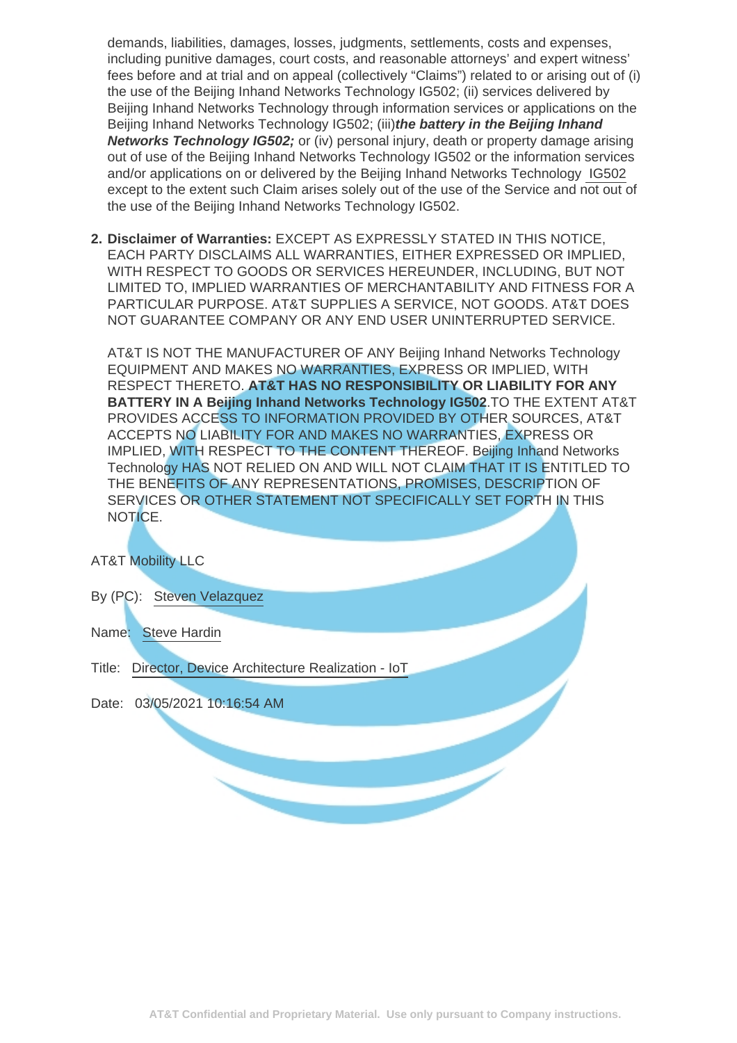demands, liabilities, damages, losses, judgments, settlements, costs and expenses, including punitive damages, court costs, and reasonable attorneys' and expert witness' fees before and at trial and on appeal (collectively "Claims") related to or arising out of (i) the use of the Beijing Inhand Networks Technology IG502; (ii) services delivered by Beijing Inhand Networks Technology through information services or applications on the Beijing Inhand Networks Technology IG502; (iii)***the battery in the Beijing Inhand Networks Technology IG502;*** or (iv) personal injury, death or property damage arising out of use of the Beijing Inhand Networks Technology IG502 or the information services and/or applications on or delivered by the Beijing Inhand Networks Technology IG502 except to the extent such Claim arises solely out of the use of the Service and not out of the use of the Beijing Inhand Networks Technology IG502.

2. **Disclaimer of Warranties:** EXCEPT AS EXPRESSLY STATED IN THIS NOTICE, EACH PARTY DISCLAIMS ALL WARRANTIES, EITHER EXPRESSED OR IMPLIED, WITH RESPECT TO GOODS OR SERVICES HEREUNDER, INCLUDING, BUT NOT LIMITED TO, IMPLIED WARRANTIES OF MERCHANTABILITY AND FITNESS FOR A PARTICULAR PURPOSE. AT&T SUPPLIES A SERVICE, NOT GOODS. AT&T DOES NOT GUARANTEE COMPANY OR ANY END USER UNINTERRUPTED SERVICE.

   AT&T IS NOT THE MANUFACTURER OF ANY Beijing Inhand Networks Technology EQUIPMENT AND MAKES NO WARRANTIES, EXPRESS OR IMPLIED, WITH RESPECT THERETO. **AT&T HAS NO RESPONSIBILITY OR LIABILITY FOR ANY BATTERY IN A Beijing Inhand Networks Technology IG502**.TO THE EXTENT AT&T PROVIDES ACCESS TO INFORMATION PROVIDED BY OTHER SOURCES, AT&T ACCEPTS NO LIABILITY FOR AND MAKES NO WARRANTIES, EXPRESS OR IMPLIED, WITH RESPECT TO THE CONTENT THEREOF. Beijing Inhand Networks Technology HAS NOT RELIED ON AND WILL NOT CLAIM THAT IT IS ENTITLED TO THE BENEFITS OF ANY REPRESENTATIONS, PROMISES, DESCRIPTION OF SERVICES OR OTHER STATEMENT NOT SPECIFICALLY SET FORTH IN THIS NOTICE.

AT&T Mobility LLC

By (PC): Steven Velazquez

Name: Steve Hardin

Title: Director, Device Architecture Realization - IoT

Date: 03/05/2021 10:16:54 AM

AT&T Confidential and Proprietary Material. Use only pursuant to Company instructions.